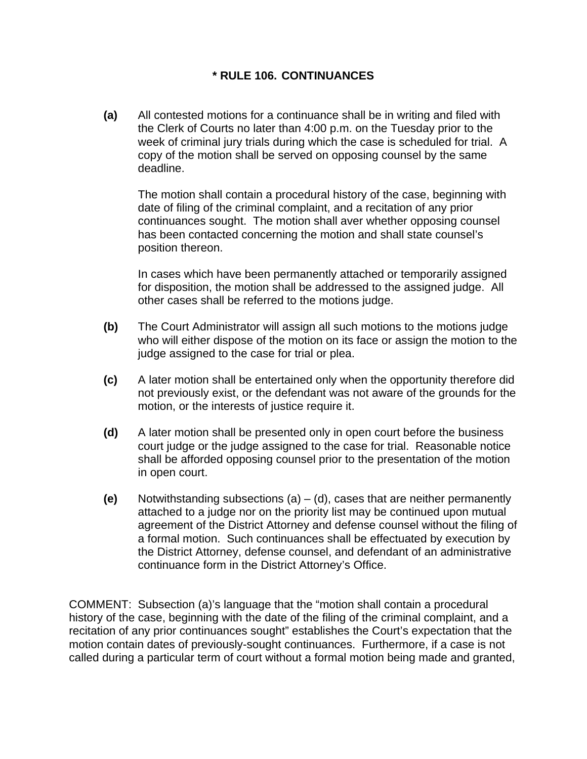## * RULE 106. CONTINUANCES

**(a)** All contested motions for a continuance shall be in writing and filed with the Clerk of Courts no later than 4:00 p.m. on the Tuesday prior to the week of criminal jury trials during which the case is scheduled for trial. A copy of the motion shall be served on opposing counsel by the same deadline.

The motion shall contain a procedural history of the case, beginning with date of filing of the criminal complaint, and a recitation of any prior continuances sought. The motion shall aver whether opposing counsel has been contacted concerning the motion and shall state counsel's position thereon.

In cases which have been permanently attached or temporarily assigned for disposition, the motion shall be addressed to the assigned judge. All other cases shall be referred to the motions judge.

**(b)** The Court Administrator will assign all such motions to the motions judge who will either dispose of the motion on its face or assign the motion to the judge assigned to the case for trial or plea.

**(c)** A later motion shall be entertained only when the opportunity therefore did not previously exist, or the defendant was not aware of the grounds for the motion, or the interests of justice require it.

**(d)** A later motion shall be presented only in open court before the business court judge or the judge assigned to the case for trial. Reasonable notice shall be afforded opposing counsel prior to the presentation of the motion in open court.

**(e)** Notwithstanding subsections (a) – (d), cases that are neither permanently attached to a judge nor on the priority list may be continued upon mutual agreement of the District Attorney and defense counsel without the filing of a formal motion. Such continuances shall be effectuated by execution by the District Attorney, defense counsel, and defendant of an administrative continuance form in the District Attorney's Office.

COMMENT: Subsection (a)'s language that the "motion shall contain a procedural history of the case, beginning with the date of the filing of the criminal complaint, and a recitation of any prior continuances sought" establishes the Court's expectation that the motion contain dates of previously-sought continuances. Furthermore, if a case is not called during a particular term of court without a formal motion being made and granted,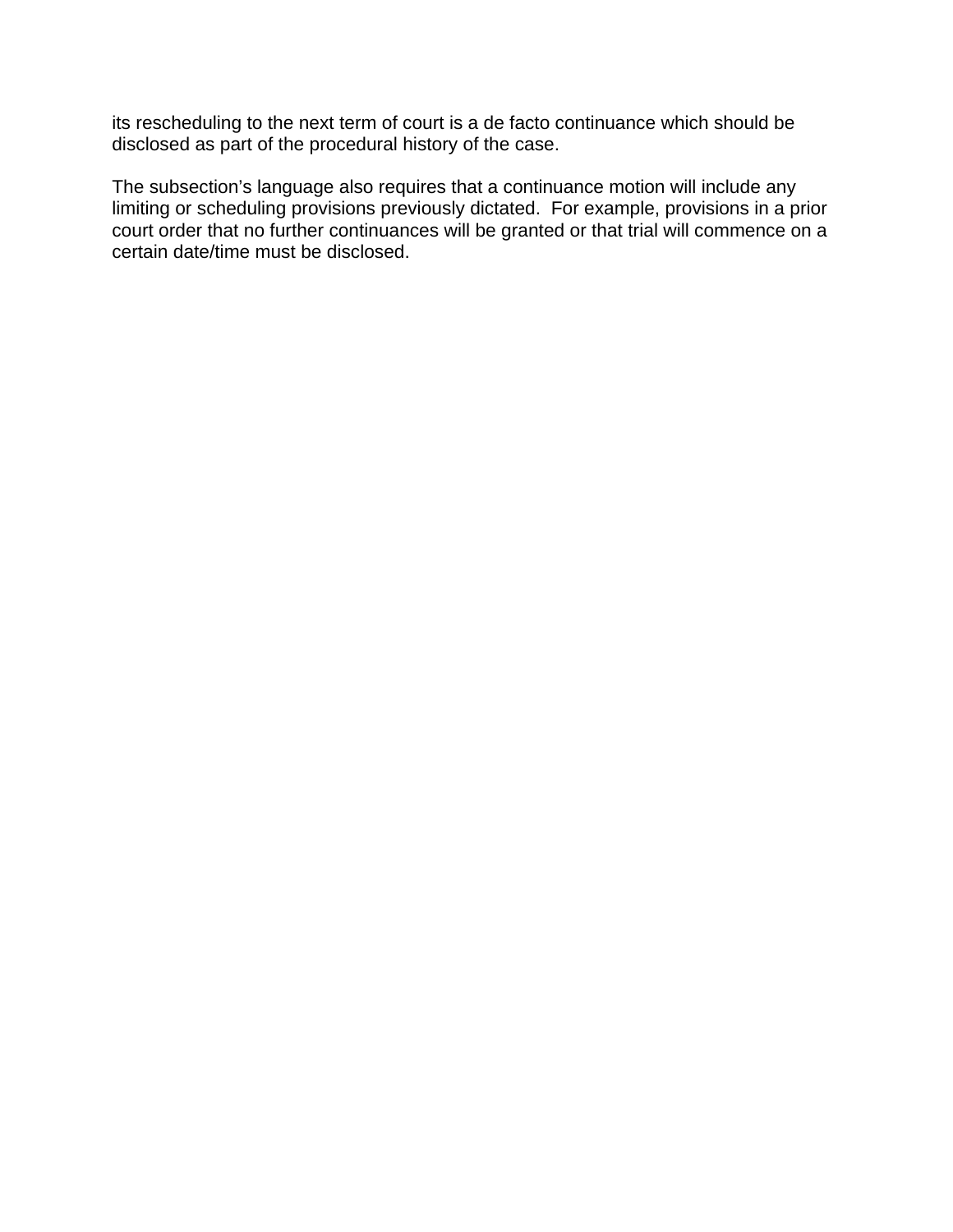its rescheduling to the next term of court is a de facto continuance which should be disclosed as part of the procedural history of the case.

The subsection's language also requires that a continuance motion will include any limiting or scheduling provisions previously dictated. For example, provisions in a prior court order that no further continuances will be granted or that trial will commence on a certain date/time must be disclosed.